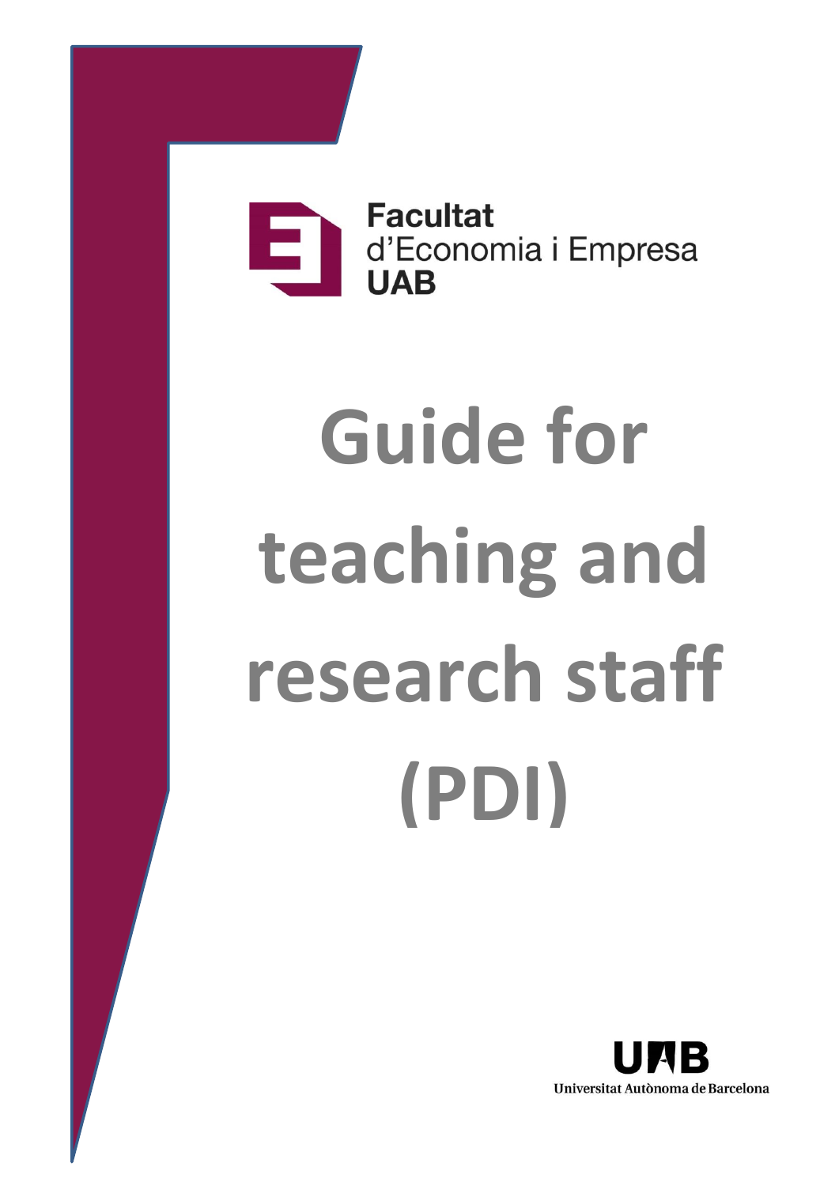Facultat
d'Economia i Empresa
UAB

# Guide for teaching and research staff (PDI)

UAB
Universitat Autònoma de Barcelona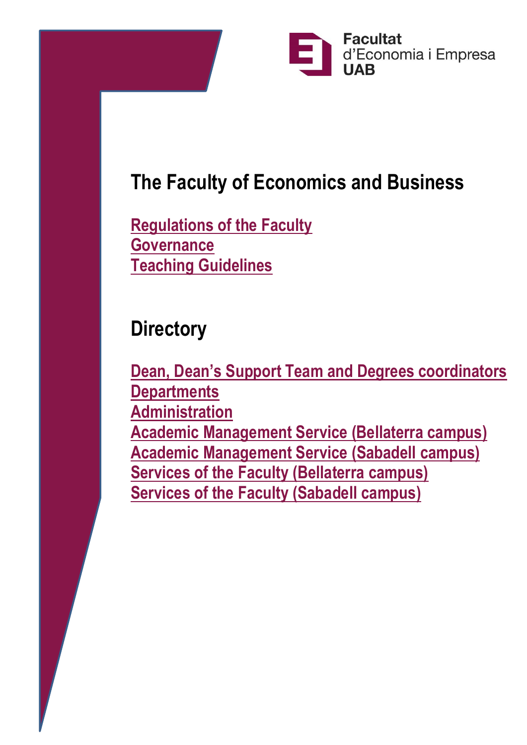Facultat d'Economia i Empresa UAB

## The Faculty of Economics and Business

Regulations of the Faculty
Governance
Teaching Guidelines

## Directory

Dean, Dean's Support Team and Degrees coordinators
Departments
Administration
Academic Management Service (Bellaterra campus)
Academic Management Service (Sabadell campus)
Services of the Faculty (Bellaterra campus)
Services of the Faculty (Sabadell campus)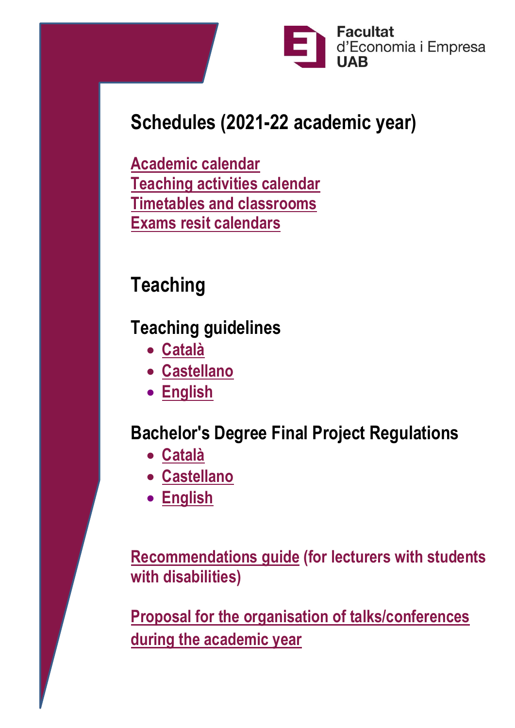## Schedules (2021-22 academic year)

Academic calendar
Teaching activities calendar
Timetables and classrooms
Exams resit calendars

## Teaching

### Teaching guidelines

- Català
- Castellano
- English

### Bachelor's Degree Final Project Regulations

- Català
- Castellano
- English

Recommendations guide (for lecturers with students with disabilities)

Proposal for the organisation of talks/conferences during the academic year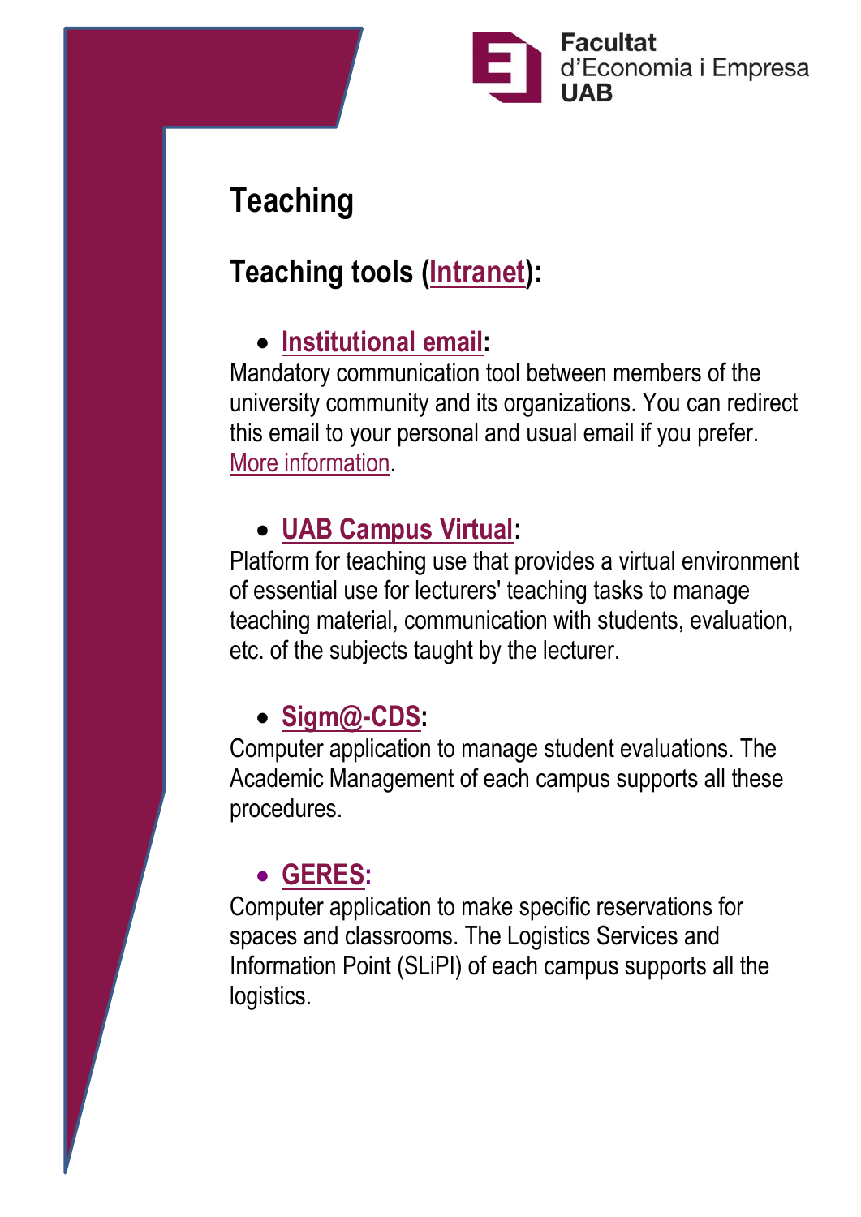## Teaching

### Teaching tools (Intranet):

- **Institutional email:**

Mandatory communication tool between members of the university community and its organizations. You can redirect this email to your personal and usual email if you prefer. More information.

- **UAB Campus Virtual:**

Platform for teaching use that provides a virtual environment of essential use for lecturers' teaching tasks to manage teaching material, communication with students, evaluation, etc. of the subjects taught by the lecturer.

- **Sigm@-CDS:**

Computer application to manage student evaluations. The Academic Management of each campus supports all these procedures.

- **GERES:**

Computer application to make specific reservations for spaces and classrooms. The Logistics Services and Information Point (SLiPI) of each campus supports all the logistics.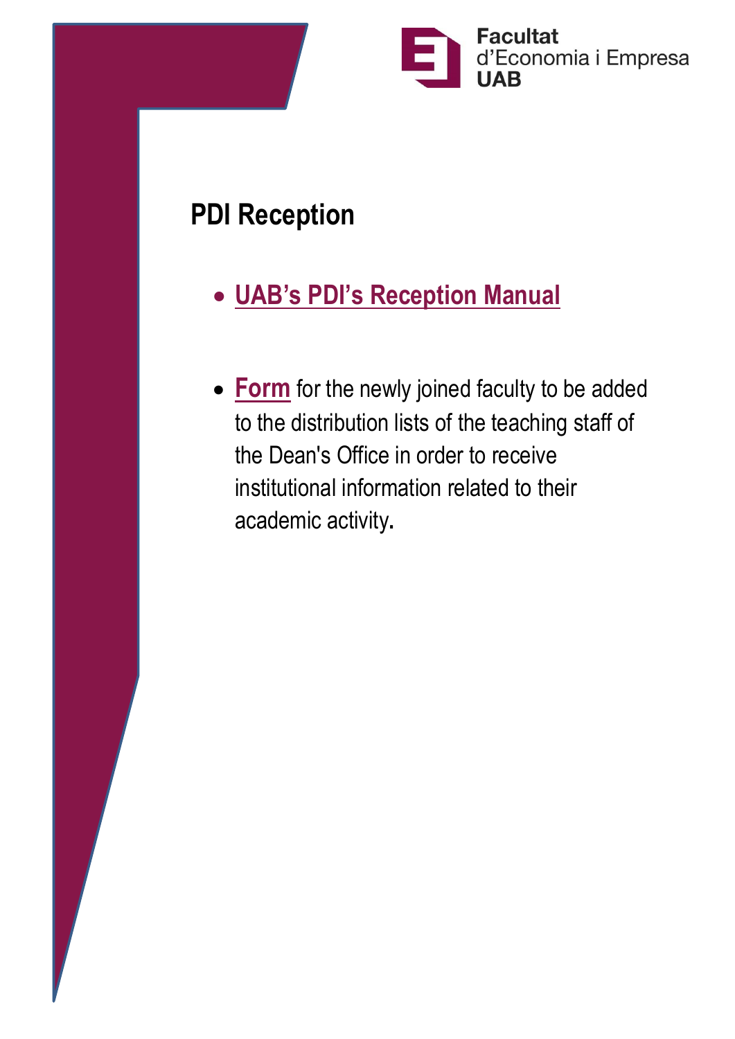## PDI Reception

- **UAB's PDI's Reception Manual**

- **Form** for the newly joined faculty to be added to the distribution lists of the teaching staff of the Dean's Office in order to receive institutional information related to their academic activity.